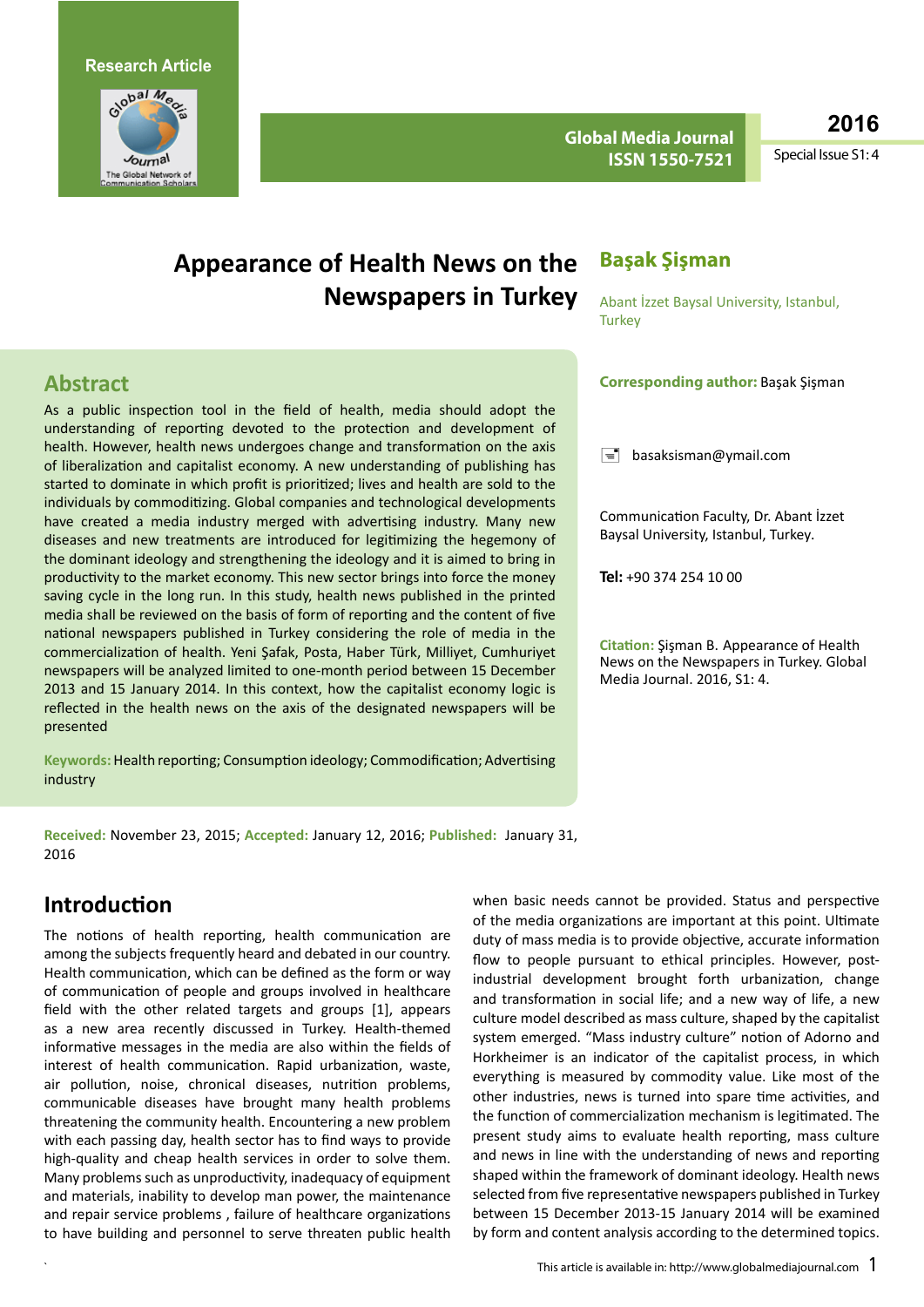Research Article

# Appearance of Health News on the Newspapers in Turkey

**Başak Şişman**

Abant İzzet Baysal University, Istanbul, Turkey

**Corresponding author:** Başak Şişman

basaksisman@ymail.com

Communication Faculty, Dr. Abant İzzet Baysal University, Istanbul, Turkey.

**Tel:** +90 374 254 10 00

**Citation:** Şişman B. Appearance of Health News on the Newspapers in Turkey. Global Media Journal. 2016, S1: 4.

## Abstract

As a public inspection tool in the field of health, media should adopt the understanding of reporting devoted to the protection and development of health. However, health news undergoes change and transformation on the axis of liberalization and capitalist economy. A new understanding of publishing has started to dominate in which profit is prioritized; lives and health are sold to the individuals by commoditizing. Global companies and technological developments have created a media industry merged with advertising industry. Many new diseases and new treatments are introduced for legitimizing the hegemony of the dominant ideology and strengthening the ideology and it is aimed to bring in productivity to the market economy. This new sector brings into force the money saving cycle in the long run. In this study, health news published in the printed media shall be reviewed on the basis of form of reporting and the content of five national newspapers published in Turkey considering the role of media in the commercialization of health. Yeni Şafak, Posta, Haber Türk, Milliyet, Cumhuriyet newspapers will be analyzed limited to one-month period between 15 December 2013 and 15 January 2014. In this context, how the capitalist economy logic is reflected in the health news on the axis of the designated newspapers will be presented

**Keywords:** Health reporting; Consumption ideology; Commodification; Advertising industry

**Received:** November 23, 2015; **Accepted:** January 12, 2016; **Published:** January 31, 2016

## Introduction

The notions of health reporting, health communication are among the subjects frequently heard and debated in our country. Health communication, which can be defined as the form or way of communication of people and groups involved in healthcare field with the other related targets and groups [1], appears as a new area recently discussed in Turkey. Health-themed informative messages in the media are also within the fields of interest of health communication. Rapid urbanization, waste, air pollution, noise, chronical diseases, nutrition problems, communicable diseases have brought many health problems threatening the community health. Encountering a new problem with each passing day, health sector has to find ways to provide high-quality and cheap health services in order to solve them. Many problems such as unproductivity, inadequacy of equipment and materials, inability to develop man power, the maintenance and repair service problems , failure of healthcare organizations to have building and personnel to serve threaten public health when basic needs cannot be provided. Status and perspective of the media organizations are important at this point. Ultimate duty of mass media is to provide objective, accurate information flow to people pursuant to ethical principles. However, post-industrial development brought forth urbanization, change and transformation in social life; and a new way of life, a new culture model described as mass culture, shaped by the capitalist system emerged. "Mass industry culture" notion of Adorno and Horkheimer is an indicator of the capitalist process, in which everything is measured by commodity value. Like most of the other industries, news is turned into spare time activities, and the function of commercialization mechanism is legitimated. The present study aims to evaluate health reporting, mass culture and news in line with the understanding of news and reporting shaped within the framework of dominant ideology. Health news selected from five representative newspapers published in Turkey between 15 December 2013-15 January 2014 will be examined by form and content analysis according to the determined topics.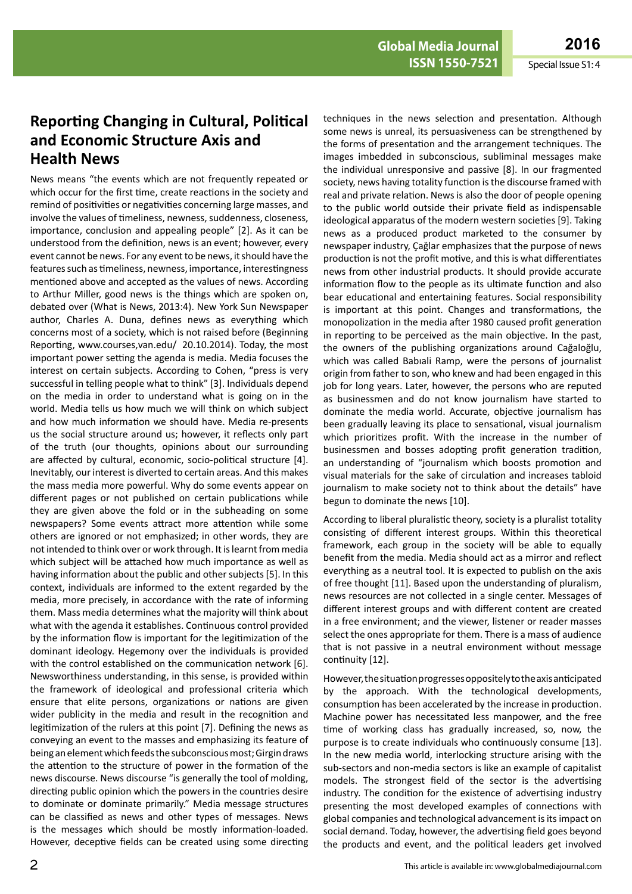## Reporting Changing in Cultural, Political and Economic Structure Axis and Health News

News means "the events which are not frequently repeated or which occur for the first time, create reactions in the society and remind of positivities or negativities concerning large masses, and involve the values of timeliness, newness, suddenness, closeness, importance, conclusion and appealing people" [2]. As it can be understood from the definition, news is an event; however, every event cannot be news. For any event to be news, it should have the features such as timeliness, newness, importance, interestingness mentioned above and accepted as the values of news. According to Arthur Miller, good news is the things which are spoken on, debated over (What is News, 2013:4). New York Sun Newspaper author, Charles A. Duna, defines news as everything which concerns most of a society, which is not raised before (Beginning Reporting, www.courses,van.edu/ 20.10.2014). Today, the most important power setting the agenda is media. Media focuses the interest on certain subjects. According to Cohen, "press is very successful in telling people what to think" [3]. Individuals depend on the media in order to understand what is going on in the world. Media tells us how much we will think on which subject and how much information we should have. Media re-presents us the social structure around us; however, it reflects only part of the truth (our thoughts, opinions about our surrounding are affected by cultural, economic, socio-political structure [4]. Inevitably, our interest is diverted to certain areas. And this makes the mass media more powerful. Why do some events appear on different pages or not published on certain publications while they are given above the fold or in the subheading on some newspapers? Some events attract more attention while some others are ignored or not emphasized; in other words, they are not intended to think over or work through. It is learnt from media which subject will be attached how much importance as well as having information about the public and other subjects [5]. In this context, individuals are informed to the extent regarded by the media, more precisely, in accordance with the rate of informing them. Mass media determines what the majority will think about what with the agenda it establishes. Continuous control provided by the information flow is important for the legitimization of the dominant ideology. Hegemony over the individuals is provided with the control established on the communication network [6]. Newsworthiness understanding, in this sense, is provided within the framework of ideological and professional criteria which ensure that elite persons, organizations or nations are given wider publicity in the media and result in the recognition and legitimization of the rulers at this point [7]. Defining the news as conveying an event to the masses and emphasizing its feature of being an element which feeds the subconscious most; Girgin draws the attention to the structure of power in the formation of the news discourse. News discourse "is generally the tool of molding, directing public opinion which the powers in the countries desire to dominate or dominate primarily." Media message structures can be classified as news and other types of messages. News is the messages which should be mostly information-loaded. However, deceptive fields can be created using some directing techniques in the news selection and presentation. Although some news is unreal, its persuasiveness can be strengthened by the forms of presentation and the arrangement techniques. The images imbedded in subconscious, subliminal messages make the individual unresponsive and passive [8]. In our fragmented society, news having totality function is the discourse framed with real and private relation. News is also the door of people opening to the public world outside their private field as indispensable ideological apparatus of the modern western societies [9]. Taking news as a produced product marketed to the consumer by newspaper industry, Çağlar emphasizes that the purpose of news production is not the profit motive, and this is what differentiates news from other industrial products. It should provide accurate information flow to the people as its ultimate function and also bear educational and entertaining features. Social responsibility is important at this point. Changes and transformations, the monopolization in the media after 1980 caused profit generation in reporting to be perceived as the main objective. In the past, the owners of the publishing organizations around Cağaloğlu, which was called Babıali Ramp, were the persons of journalist origin from father to son, who knew and had been engaged in this job for long years. Later, however, the persons who are reputed as businessmen and do not know journalism have started to dominate the media world. Accurate, objective journalism has been gradually leaving its place to sensational, visual journalism which prioritizes profit. With the increase in the number of businessmen and bosses adopting profit generation tradition, an understanding of "journalism which boosts promotion and visual materials for the sake of circulation and increases tabloid journalism to make society not to think about the details" have begun to dominate the news [10].

According to liberal pluralistic theory, society is a pluralist totality consisting of different interest groups. Within this theoretical framework, each group in the society will be able to equally benefit from the media. Media should act as a mirror and reflect everything as a neutral tool. It is expected to publish on the axis of free thought [11]. Based upon the understanding of pluralism, news resources are not collected in a single center. Messages of different interest groups and with different content are created in a free environment; and the viewer, listener or reader masses select the ones appropriate for them. There is a mass of audience that is not passive in a neutral environment without message continuity [12].

However, the situation progresses oppositely to the axis anticipated by the approach. With the technological developments, consumption has been accelerated by the increase in production. Machine power has necessitated less manpower, and the free time of working class has gradually increased, so, now, the purpose is to create individuals who continuously consume [13]. In the new media world, interlocking structure arising with the sub-sectors and non-media sectors is like an example of capitalist models. The strongest field of the sector is the advertising industry. The condition for the existence of advertising industry presenting the most developed examples of connections with global companies and technological advancement is its impact on social demand. Today, however, the advertising field goes beyond the products and event, and the political leaders get involved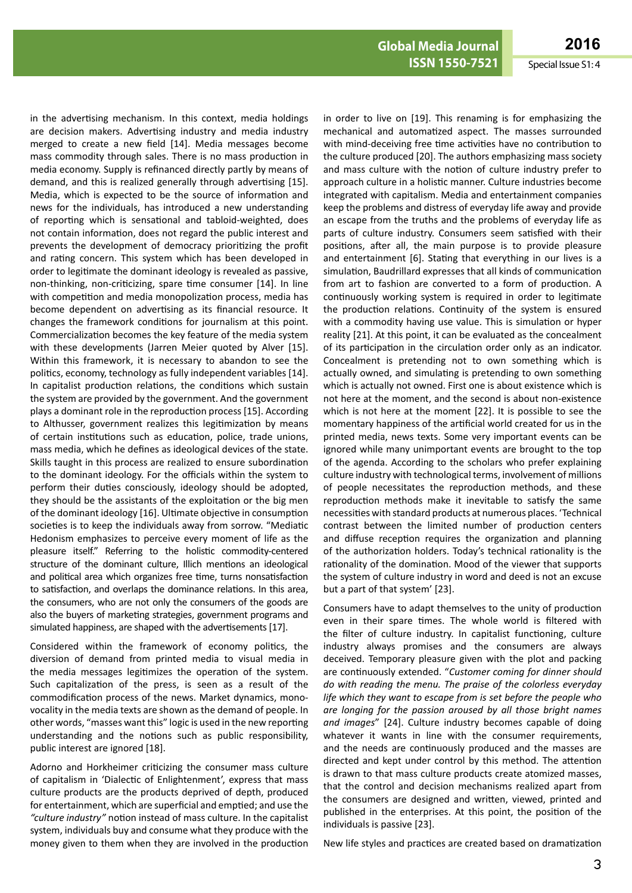in the advertising mechanism. In this context, media holdings are decision makers. Advertising industry and media industry merged to create a new field [14]. Media messages become mass commodity through sales. There is no mass production in media economy. Supply is refinanced directly partly by means of demand, and this is realized generally through advertising [15]. Media, which is expected to be the source of information and news for the individuals, has introduced a new understanding of reporting which is sensational and tabloid-weighted, does not contain information, does not regard the public interest and prevents the development of democracy prioritizing the profit and rating concern. This system which has been developed in order to legitimate the dominant ideology is revealed as passive, non-thinking, non-criticizing, spare time consumer [14]. In line with competition and media monopolization process, media has become dependent on advertising as its financial resource. It changes the framework conditions for journalism at this point. Commercialization becomes the key feature of the media system with these developments (Jarren Meier quoted by Alver [15]. Within this framework, it is necessary to abandon to see the politics, economy, technology as fully independent variables [14]. In capitalist production relations, the conditions which sustain the system are provided by the government. And the government plays a dominant role in the reproduction process [15]. According to Althusser, government realizes this legitimization by means of certain institutions such as education, police, trade unions, mass media, which he defines as ideological devices of the state. Skills taught in this process are realized to ensure subordination to the dominant ideology. For the officials within the system to perform their duties consciously, ideology should be adopted, they should be the assistants of the exploitation or the big men of the dominant ideology [16]. Ultimate objective in consumption societies is to keep the individuals away from sorrow. "Mediatic Hedonism emphasizes to perceive every moment of life as the pleasure itself." Referring to the holistic commodity-centered structure of the dominant culture, Illich mentions an ideological and political area which organizes free time, turns nonsatisfaction to satisfaction, and overlaps the dominance relations. In this area, the consumers, who are not only the consumers of the goods are also the buyers of marketing strategies, government programs and simulated happiness, are shaped with the advertisements [17].

Considered within the framework of economy politics, the diversion of demand from printed media to visual media in the media messages legitimizes the operation of the system. Such capitalization of the press, is seen as a result of the commodification process of the news. Market dynamics, mono-vocality in the media texts are shown as the demand of people. In other words, "masses want this" logic is used in the new reporting understanding and the notions such as public responsibility, public interest are ignored [18].

Adorno and Horkheimer criticizing the consumer mass culture of capitalism in 'Dialectic of Enlightenment', express that mass culture products are the products deprived of depth, produced for entertainment, which are superficial and emptied; and use the *"culture industry"* notion instead of mass culture. In the capitalist system, individuals buy and consume what they produce with the money given to them when they are involved in the production in order to live on [19]. This renaming is for emphasizing the mechanical and automatized aspect. The masses surrounded with mind-deceiving free time activities have no contribution to the culture produced [20]. The authors emphasizing mass society and mass culture with the notion of culture industry prefer to approach culture in a holistic manner. Culture industries become integrated with capitalism. Media and entertainment companies keep the problems and distress of everyday life away and provide an escape from the truths and the problems of everyday life as parts of culture industry. Consumers seem satisfied with their positions, after all, the main purpose is to provide pleasure and entertainment [6]. Stating that everything in our lives is a simulation, Baudrillard expresses that all kinds of communication from art to fashion are converted to a form of production. A continuously working system is required in order to legitimate the production relations. Continuity of the system is ensured with a commodity having use value. This is simulation or hyper reality [21]. At this point, it can be evaluated as the concealment of its participation in the circulation order only as an indicator. Concealment is pretending not to own something which is actually owned, and simulating is pretending to own something which is actually not owned. First one is about existence which is not here at the moment, and the second is about non-existence which is not here at the moment [22]. It is possible to see the momentary happiness of the artificial world created for us in the printed media, news texts. Some very important events can be ignored while many unimportant events are brought to the top of the agenda. According to the scholars who prefer explaining culture industry with technological terms, involvement of millions of people necessitates the reproduction methods, and these reproduction methods make it inevitable to satisfy the same necessities with standard products at numerous places. 'Technical contrast between the limited number of production centers and diffuse reception requires the organization and planning of the authorization holders. Today's technical rationality is the rationality of the domination. Mood of the viewer that supports the system of culture industry in word and deed is not an excuse but a part of that system' [23].

Consumers have to adapt themselves to the unity of production even in their spare times. The whole world is filtered with the filter of culture industry. In capitalist functioning, culture industry always promises and the consumers are always deceived. Temporary pleasure given with the plot and packing are continuously extended. "*Customer coming for dinner should do with reading the menu. The praise of the colorless everyday life which they want to escape from is set before the people who are longing for the passion aroused by all those bright names and images*" [24]. Culture industry becomes capable of doing whatever it wants in line with the consumer requirements, and the needs are continuously produced and the masses are directed and kept under control by this method. The attention is drawn to that mass culture products create atomized masses, that the control and decision mechanisms realized apart from the consumers are designed and written, viewed, printed and published in the enterprises. At this point, the position of the individuals is passive [23].

New life styles and practices are created based on dramatization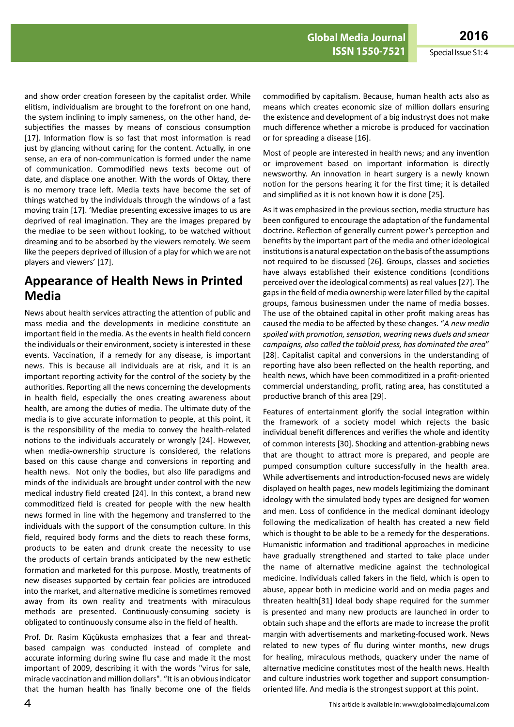and show order creation foreseen by the capitalist order. While elitism, individualism are brought to the forefront on one hand, the system inclining to imply sameness, on the other hand, de-subjectifies the masses by means of conscious consumption [17]. Information flow is so fast that most information is read just by glancing without caring for the content. Actually, in one sense, an era of non-communication is formed under the name of communication. Commodified news texts become out of date, and displace one another. With the words of Oktay, there is no memory trace left. Media texts have become the set of things watched by the individuals through the windows of a fast moving train [17]. 'Mediae presenting excessive images to us are deprived of real imagination. They are the images prepared by the mediae to be seen without looking, to be watched without dreaming and to be absorbed by the viewers remotely. We seem like the peepers deprived of illusion of a play for which we are not players and viewers' [17].

## Appearance of Health News in Printed Media

News about health services attracting the attention of public and mass media and the developments in medicine constitute an important field in the media. As the events in health field concern the individuals or their environment, society is interested in these events. Vaccination, if a remedy for any disease, is important news. This is because all individuals are at risk, and it is an important reporting activity for the control of the society by the authorities. Reporting all the news concerning the developments in health field, especially the ones creating awareness about health, are among the duties of media. The ultimate duty of the media is to give accurate information to people, at this point, it is the responsibility of the media to convey the health-related notions to the individuals accurately or wrongly [24]. However, when media-ownership structure is considered, the relations based on this cause change and conversions in reporting and health news. Not only the bodies, but also life paradigms and minds of the individuals are brought under control with the new medical industry field created [24]. In this context, a brand new commoditized field is created for people with the new health news formed in line with the hegemony and transferred to the individuals with the support of the consumption culture. In this field, required body forms and the diets to reach these forms, products to be eaten and drunk create the necessity to use the products of certain brands anticipated by the new esthetic formation and marketed for this purpose. Mostly, treatments of new diseases supported by certain fear policies are introduced into the market, and alternative medicine is sometimes removed away from its own reality and treatments with miraculous methods are presented. Continuously-consuming society is obligated to continuously consume also in the field of health.

Prof. Dr. Rasim Küçükusta emphasizes that a fear and threat-based campaign was conducted instead of complete and accurate informing during swine flu case and made it the most important of 2009, describing it with the words "virus for sale, miracle vaccination and million dollars". "It is an obvious indicator that the human health has finally become one of the fields commodified by capitalism. Because, human health acts also as means which creates economic size of million dollars ensuring the existence and development of a big industryst does not make much difference whether a microbe is produced for vaccination or for spreading a disease [16].

Most of people are interested in health news; and any invention or improvement based on important information is directly newsworthy. An innovation in heart surgery is a newly known notion for the persons hearing it for the first time; it is detailed and simplified as it is not known how it is done [25].

As it was emphasized in the previous section, media structure has been configured to encourage the adaptation of the fundamental doctrine. Reflection of generally current power's perception and benefits by the important part of the media and other ideological institutions is a natural expectation on the basis of the assumptions not required to be discussed [26]. Groups, classes and societies have always established their existence conditions (conditions perceived over the ideological comments) as real values [27]. The gaps in the field of media ownership were later filled by the capital groups, famous businessmen under the name of media bosses. The use of the obtained capital in other profit making areas has caused the media to be affected by these changes. "*A new media spoiled with promotion, sensation, wearing news duels and smear campaigns, also called the tabloid press, has dominated the area*" [28]. Capitalist capital and conversions in the understanding of reporting have also been reflected on the health reporting, and health news, which have been commoditized in a profit-oriented commercial understanding, profit, rating area, has constituted a productive branch of this area [29].

Features of entertainment glorify the social integration within the framework of a society model which rejects the basic individual benefit differences and verifies the whole and identity of common interests [30]. Shocking and attention-grabbing news that are thought to attract more is prepared, and people are pumped consumption culture successfully in the health area. While advertisements and introduction-focused news are widely displayed on health pages, new models legitimizing the dominant ideology with the simulated body types are designed for women and men. Loss of confidence in the medical dominant ideology following the medicalization of health has created a new field which is thought to be able to be a remedy for the desperations. Humanistic information and traditional approaches in medicine have gradually strengthened and started to take place under the name of alternative medicine against the technological medicine. Individuals called fakers in the field, which is open to abuse, appear both in medicine world and on media pages and threaten health[31] Ideal body shape required for the summer is presented and many new products are launched in order to obtain such shape and the efforts are made to increase the profit margin with advertisements and marketing-focused work. News related to new types of flu during winter months, new drugs for healing, miraculous methods, quackery under the name of alternative medicine constitutes most of the health news. Health and culture industries work together and support consumption-oriented life. And media is the strongest support at this point.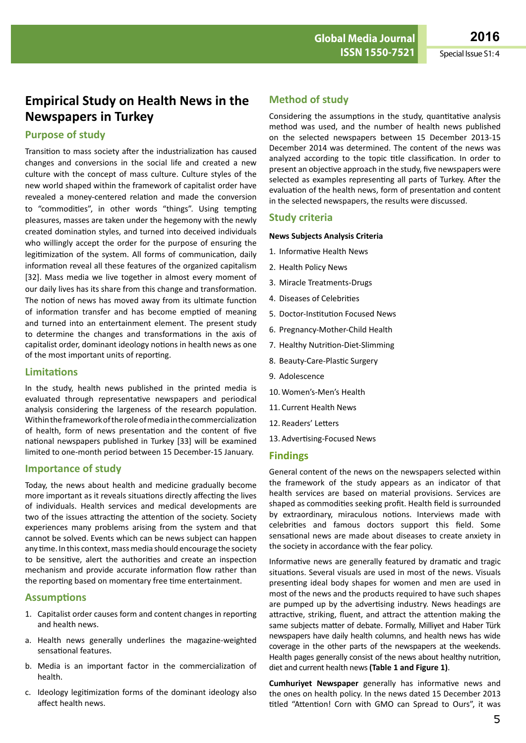# Empirical Study on Health News in the Newspapers in Turkey

## Purpose of study

Transition to mass society after the industrialization has caused changes and conversions in the social life and created a new culture with the concept of mass culture. Culture styles of the new world shaped within the framework of capitalist order have revealed a money-centered relation and made the conversion to "commodities", in other words "things". Using tempting pleasures, masses are taken under the hegemony with the newly created domination styles, and turned into deceived individuals who willingly accept the order for the purpose of ensuring the legitimization of the system. All forms of communication, daily information reveal all these features of the organized capitalism [32]. Mass media we live together in almost every moment of our daily lives has its share from this change and transformation. The notion of news has moved away from its ultimate function of information transfer and has become emptied of meaning and turned into an entertainment element. The present study to determine the changes and transformations in the axis of capitalist order, dominant ideology notions in health news as one of the most important units of reporting.

## Limitations

In the study, health news published in the printed media is evaluated through representative newspapers and periodical analysis considering the largeness of the research population. Within the framework of the role of media in the commercialization of health, form of news presentation and the content of five national newspapers published in Turkey [33] will be examined limited to one-month period between 15 December-15 January.

## Importance of study

Today, the news about health and medicine gradually become more important as it reveals situations directly affecting the lives of individuals. Health services and medical developments are two of the issues attracting the attention of the society. Society experiences many problems arising from the system and that cannot be solved. Events which can be news subject can happen any time. In this context, mass media should encourage the society to be sensitive, alert the authorities and create an inspection mechanism and provide accurate information flow rather than the reporting based on momentary free time entertainment.

## Assumptions

1. Capitalist order causes form and content changes in reporting and health news.

a. Health news generally underlines the magazine-weighted sensational features.

b. Media is an important factor in the commercialization of health.

c. Ideology legitimization forms of the dominant ideology also affect health news.

## Method of study

Considering the assumptions in the study, quantitative analysis method was used, and the number of health news published on the selected newspapers between 15 December 2013-15 December 2014 was determined. The content of the news was analyzed according to the topic title classification. In order to present an objective approach in the study, five newspapers were selected as examples representing all parts of Turkey. After the evaluation of the health news, form of presentation and content in the selected newspapers, the results were discussed.

## Study criteria

**News Subjects Analysis Criteria**

1. Informative Health News
2. Health Policy News
3. Miracle Treatments-Drugs
4. Diseases of Celebrities
5. Doctor-Institution Focused News
6. Pregnancy-Mother-Child Health
7. Healthy Nutrition-Diet-Slimming
8. Beauty-Care-Plastic Surgery
9. Adolescence
10. Women's-Men's Health
11. Current Health News
12. Readers' Letters
13. Advertising-Focused News

## Findings

General content of the news on the newspapers selected within the framework of the study appears as an indicator of that health services are based on material provisions. Services are shaped as commodities seeking profit. Health field is surrounded by extraordinary, miraculous notions. Interviews made with celebrities and famous doctors support this field. Some sensational news are made about diseases to create anxiety in the society in accordance with the fear policy.

Informative news are generally featured by dramatic and tragic situations. Several visuals are used in most of the news. Visuals presenting ideal body shapes for women and men are used in most of the news and the products required to have such shapes are pumped up by the advertising industry. News headings are attractive, striking, fluent, and attract the attention making the same subjects matter of debate. Formally, Milliyet and Haber Türk newspapers have daily health columns, and health news has wide coverage in the other parts of the newspapers at the weekends. Health pages generally consist of the news about healthy nutrition, diet and current health news **(Table 1 and Figure 1)**.

**Cumhuriyet Newspaper** generally has informative news and the ones on health policy. In the news dated 15 December 2013 titled "Attention! Corn with GMO can Spread to Ours", it was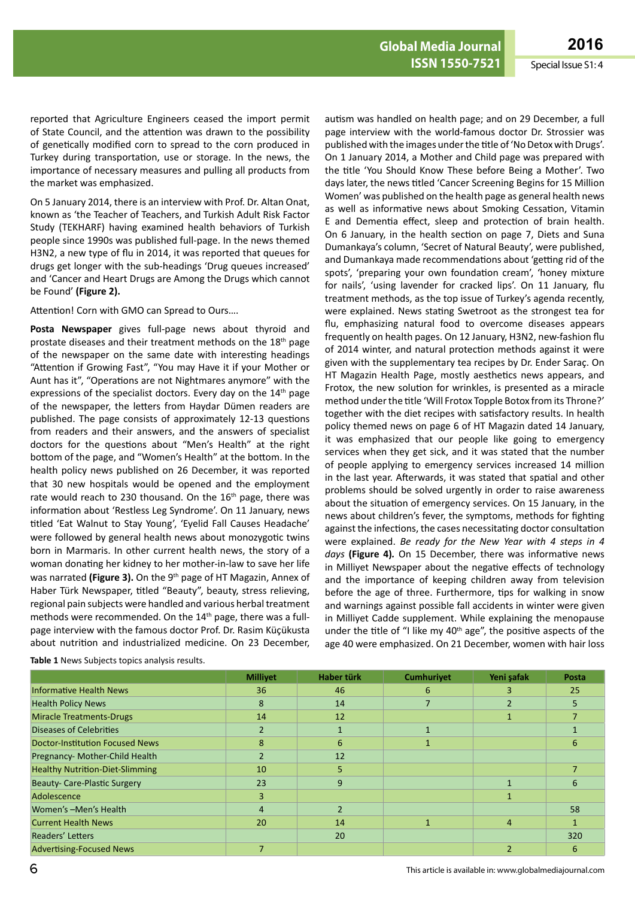reported that Agriculture Engineers ceased the import permit of State Council, and the attention was drawn to the possibility of genetically modified corn to spread to the corn produced in Turkey during transportation, use or storage. In the news, the importance of necessary measures and pulling all products from the market was emphasized.

On 5 January 2014, there is an interview with Prof. Dr. Altan Onat, known as 'the Teacher of Teachers, and Turkish Adult Risk Factor Study (TEKHARF) having examined health behaviors of Turkish people since 1990s was published full-page. In the news themed H3N2, a new type of flu in 2014, it was reported that queues for drugs get longer with the sub-headings 'Drug queues increased' and 'Cancer and Heart Drugs are Among the Drugs which cannot be Found' **(Figure 2).**

Attention! Corn with GMO can Spread to Ours….

**Posta Newspaper** gives full-page news about thyroid and prostate diseases and their treatment methods on the 18th page of the newspaper on the same date with interesting headings "Attention if Growing Fast", "You may Have it if your Mother or Aunt has it", "Operations are not Nightmares anymore" with the expressions of the specialist doctors. Every day on the 14th page of the newspaper, the letters from Haydar Dümen readers are published. The page consists of approximately 12-13 questions from readers and their answers, and the answers of specialist doctors for the questions about "Men's Health" at the right bottom of the page, and "Women's Health" at the bottom. In the health policy news published on 26 December, it was reported that 30 new hospitals would be opened and the employment rate would reach to 230 thousand. On the 16th page, there was information about 'Restless Leg Syndrome'. On 11 January, news titled 'Eat Walnut to Stay Young', 'Eyelid Fall Causes Headache' were followed by general health news about monozygotic twins born in Marmaris. In other current health news, the story of a woman donating her kidney to her mother-in-law to save her life was narrated **(Figure 3).** On the 9th page of HT Magazin, Annex of Haber Türk Newspaper, titled "Beauty", beauty, stress relieving, regional pain subjects were handled and various herbal treatment methods were recommended. On the 14th page, there was a full-page interview with the famous doctor Prof. Dr. Rasim Küçükusta about nutrition and industrialized medicine. On 23 December, autism was handled on health page; and on 29 December, a full page interview with the world-famous doctor Dr. Strossier was published with the images under the title of 'No Detox with Drugs'. On 1 January 2014, a Mother and Child page was prepared with the title 'You Should Know These before Being a Mother'. Two days later, the news titled 'Cancer Screening Begins for 15 Million Women' was published on the health page as general health news as well as informative news about Smoking Cessation, Vitamin E and Dementia effect, sleep and protection of brain health. On 6 January, in the health section on page 7, Diets and Suna Dumankaya's column, 'Secret of Natural Beauty', were published, and Dumankaya made recommendations about 'getting rid of the spots', 'preparing your own foundation cream', 'honey mixture for nails', 'using lavender for cracked lips'. On 11 January, flu treatment methods, as the top issue of Turkey's agenda recently, were explained. News stating Swetroot as the strongest tea for flu, emphasizing natural food to overcome diseases appears frequently on health pages. On 12 January, H3N2, new-fashion flu of 2014 winter, and natural protection methods against it were given with the supplementary tea recipes by Dr. Ender Saraç. On HT Magazin Health Page, mostly aesthetics news appears, and Frotox, the new solution for wrinkles, is presented as a miracle method under the title 'Will Frotox Topple Botox from its Throne?' together with the diet recipes with satisfactory results. In health policy themed news on page 6 of HT Magazin dated 14 January, it was emphasized that our people like going to emergency services when they get sick, and it was stated that the number of people applying to emergency services increased 14 million in the last year. Afterwards, it was stated that spatial and other problems should be solved urgently in order to raise awareness about the situation of emergency services. On 15 January, in the news about children's fever, the symptoms, methods for fighting against the infections, the cases necessitating doctor consultation were explained. *Be ready for the New Year with 4 steps in 4 days* **(Figure 4).** On 15 December, there was informative news in Milliyet Newspaper about the negative effects of technology and the importance of keeping children away from television before the age of three. Furthermore, tips for walking in snow and warnings against possible fall accidents in winter were given in Milliyet Cadde supplement. While explaining the menopause under the title of "I like my 40th age", the positive aspects of the age 40 were emphasized. On 21 December, women with hair loss

**Table 1** News Subjects topics analysis results.

| | Milliyet | Haber türk | Cumhuriyet | Yeni şafak | Posta |
|---|---|---|---|---|---|
| Informative Health News | 36 | 46 | 6 | 3 | 25 |
| Health Policy News | 8 | 14 | 7 | 2 | 5 |
| Miracle Treatments-Drugs | 14 | 12 | | 1 | 7 |
| Diseases of Celebrities | 2 | 1 | 1 | | 1 |
| Doctor-Institution Focused News | 8 | 6 | 1 | | 6 |
| Pregnancy- Mother-Child Health | 2 | 12 | | | |
| Healthy Nutrition-Diet-Slimming | 10 | 5 | | | 7 |
| Beauty- Care-Plastic Surgery | 23 | 9 | | 1 | 6 |
| Adolescence | 3 | | | 1 | |
| Women's –Men's Health | 4 | 2 | | | 58 |
| Current Health News | 20 | 14 | 1 | 4 | 1 |
| Readers' Letters | | 20 | | | 320 |
| Advertising-Focused News | 7 | | | 2 | 6 |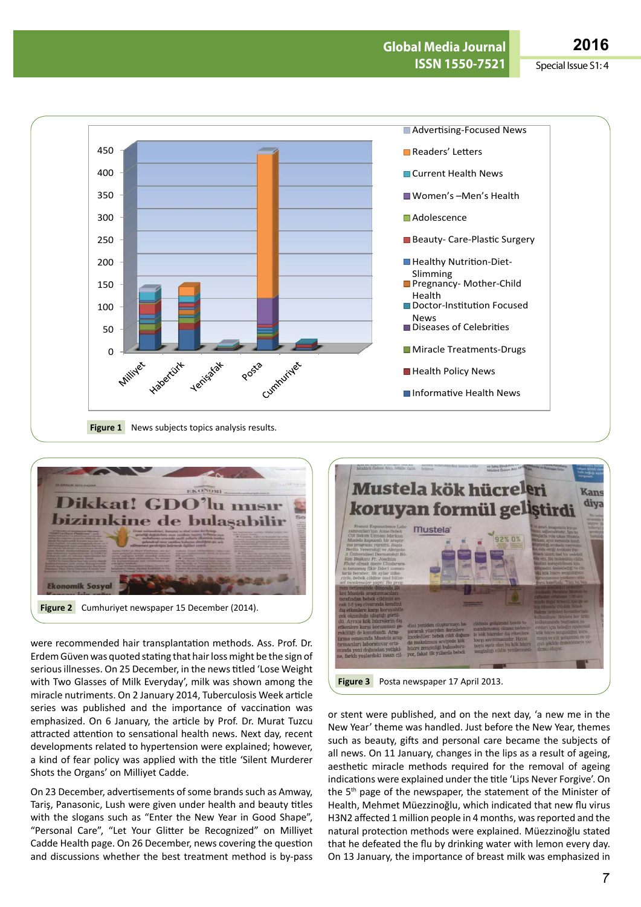Figure 1 News subjects topics analysis results.

Figure 2 Cumhuriyet newspaper 15 December (2014).

Figure 3 Posta newspaper 17 April 2013.

were recommended hair transplantation methods. Ass. Prof. Dr. Erdem Güven was quoted stating that hair loss might be the sign of serious illnesses. On 25 December, in the news titled 'Lose Weight with Two Glasses of Milk Everyday', milk was shown among the miracle nutriments. On 2 January 2014, Tuberculosis Week article series was published and the importance of vaccination was emphasized. On 6 January, the article by Prof. Dr. Murat Tuzcu attracted attention to sensational health news. Next day, recent developments related to hypertension were explained; however, a kind of fear policy was applied with the title 'Silent Murderer Shots the Organs' on Milliyet Cadde.

On 23 December, advertisements of some brands such as Amway, Tariş, Panasonic, Lush were given under health and beauty titles with the slogans such as "Enter the New Year in Good Shape", "Personal Care", "Let Your Glitter be Recognized" on Milliyet Cadde Health page. On 26 December, news covering the question and discussions whether the best treatment method is by-pass or stent were published, and on the next day, 'a new me in the New Year' theme was handled. Just before the New Year, themes such as beauty, gifts and personal care became the subjects of all news. On 11 January, changes in the lips as a result of ageing, aesthetic miracle methods required for the removal of ageing indications were explained under the title 'Lips Never Forgive'. On the 5th page of the newspaper, the statement of the Minister of Health, Mehmet Müezzinoğlu, which indicated that new flu virus H3N2 affected 1 million people in 4 months, was reported and the natural protection methods were explained. Müezzinoğlu stated that he defeated the flu by drinking water with lemon every day. On 13 January, the importance of breast milk was emphasized in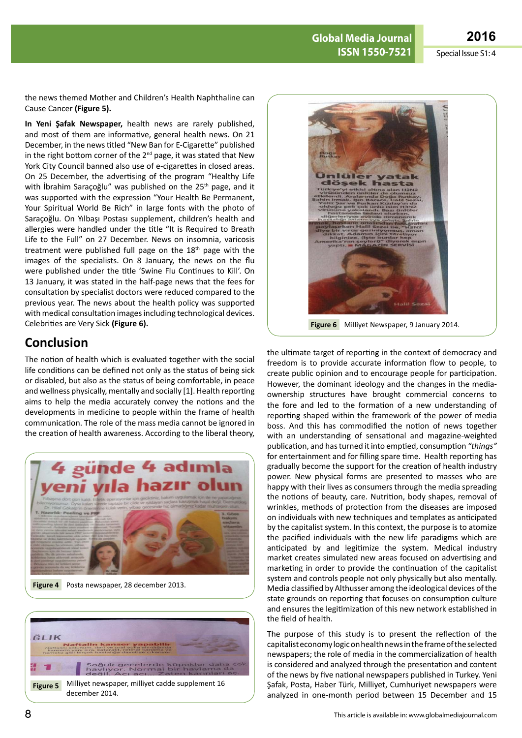the news themed Mother and Children's Health Naphthaline can Cause Cancer **(Figure 5).**

**In Yeni Şafak Newspaper,** health news are rarely published, and most of them are informative, general health news. On 21 December, in the news titled "New Ban for E-Cigarette" published in the right bottom corner of the 2nd page, it was stated that New York City Council banned also use of e-cigarettes in closed areas. On 25 December, the advertising of the program "Healthy Life with İbrahim Saraçoğlu" was published on the 25th page, and it was supported with the expression "Your Health Be Permanent, Your Spiritual World Be Rich" in large fonts with the photo of Saraçoğlu. On Yılbaşı Postası supplement, children's health and allergies were handled under the title "It is Required to Breath Life to the Full" on 27 December. News on insomnia, varicosis treatment were published full page on the 18th page with the images of the specialists. On 8 January, the news on the flu were published under the title 'Swine Flu Continues to Kill'. On 13 January, it was stated in the half-page news that the fees for consultation by specialist doctors were reduced compared to the previous year. The news about the health policy was supported with medical consultation images including technological devices. Celebrities are Very Sick **(Figure 6).**

**Figure 6** Milliyet Newspaper, 9 January 2014.

## Conclusion

The notion of health which is evaluated together with the social life conditions can be defined not only as the status of being sick or disabled, but also as the status of being comfortable, in peace and wellness physically, mentally and socially [1]. Health reporting aims to help the media accurately convey the notions and the developments in medicine to people within the frame of health communication. The role of the mass media cannot be ignored in the creation of health awareness. According to the liberal theory, the ultimate target of reporting in the context of democracy and freedom is to provide accurate information flow to people, to create public opinion and to encourage people for participation. However, the dominant ideology and the changes in the media-ownership structures have brought commercial concerns to the fore and led to the formation of a new understanding of reporting shaped within the framework of the power of media boss. And this has commodified the notion of news together with an understanding of sensational and magazine-weighted publication, and has turned it into emptied, consumption *"things"* for entertainment and for filling spare time. Health reporting has gradually become the support for the creation of health industry power. New physical forms are presented to masses who are happy with their lives as consumers through the media spreading the notions of beauty, care. Nutrition, body shapes, removal of wrinkles, methods of protection from the diseases are imposed on individuals with new techniques and templates as anticipated by the capitalist system. In this context, the purpose is to atomize the pacified individuals with the new life paradigms which are anticipated by and legitimize the system. Medical industry market creates simulated new areas focused on advertising and marketing in order to provide the continuation of the capitalist system and controls people not only physically but also mentally. Media classified by Althusser among the ideological devices of the state grounds on reporting that focuses on consumption culture and ensures the legitimization of this new network established in the field of health.

**Figure 4** Posta newspaper, 28 december 2013.

**Figure 5** Milliyet newspaper, milliyet cadde supplement 16 december 2014.

The purpose of this study is to present the reflection of the capitalist economy logic on health news in the frame of the selected newspapers; the role of media in the commercialization of health is considered and analyzed through the presentation and content of the news by five national newspapers published in Turkey. Yeni Şafak, Posta, Haber Türk, Milliyet, Cumhuriyet newspapers were analyzed in one-month period between 15 December and 15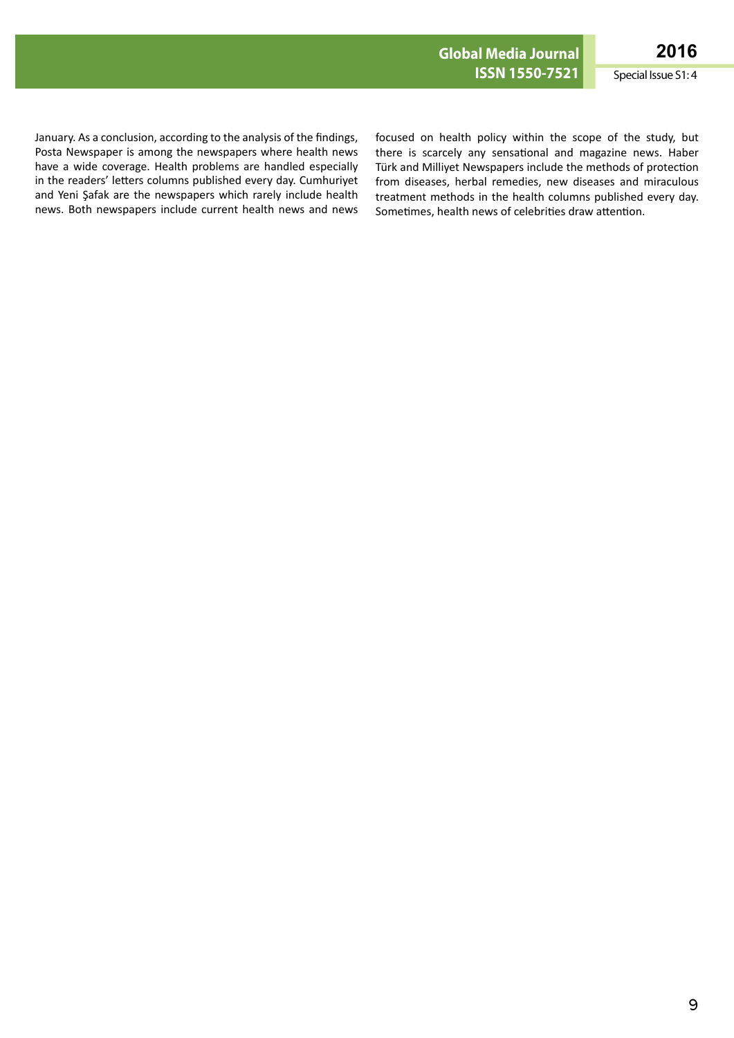January. As a conclusion, according to the analysis of the findings, Posta Newspaper is among the newspapers where health news have a wide coverage. Health problems are handled especially in the readers' letters columns published every day. Cumhuriyet and Yeni Şafak are the newspapers which rarely include health news. Both newspapers include current health news and news focused on health policy within the scope of the study, but there is scarcely any sensational and magazine news. Haber Türk and Milliyet Newspapers include the methods of protection from diseases, herbal remedies, new diseases and miraculous treatment methods in the health columns published every day. Sometimes, health news of celebrities draw attention.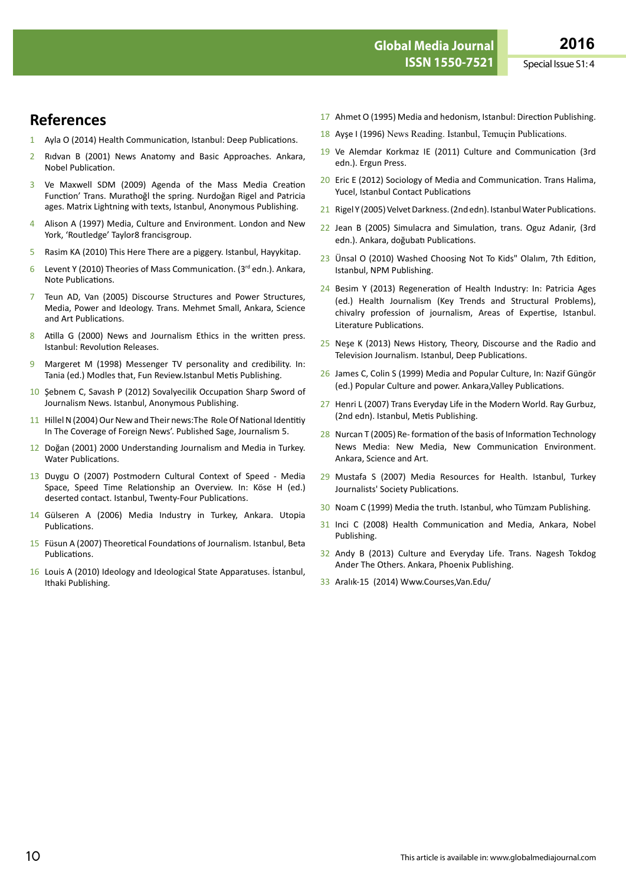## References

1. Ayla O (2014) Health Communication, Istanbul: Deep Publications.
2. Rıdvan B (2001) News Anatomy and Basic Approaches. Ankara, Nobel Publication.
3. Ve Maxwell SDM (2009) Agenda of the Mass Media Creation Function' Trans. Murathoğl the spring. Nurdoğan Rigel and Patricia ages. Matrix Lightning with texts, Istanbul, Anonymous Publishing.
4. Alison A (1997) Media, Culture and Environment. London and New York, 'Routledge' Taylor8 francisgroup.
5. Rasim KA (2010) This Here There are a piggery. Istanbul, Hayykitap.
6. Levent Y (2010) Theories of Mass Communication. (3rd edn.). Ankara, Note Publications.
7. Teun AD, Van (2005) Discourse Structures and Power Structures, Media, Power and Ideology. Trans. Mehmet Small, Ankara, Science and Art Publications.
8. Atilla G (2000) News and Journalism Ethics in the written press. Istanbul: Revolution Releases.
9. Margeret M (1998) Messenger TV personality and credibility. In: Tania (ed.) Modles that, Fun Review.Istanbul Metis Publishing.
10. Şebnem C, Savash P (2012) Sovalyecilik Occupation Sharp Sword of Journalism News. Istanbul, Anonymous Publishing.
11. Hillel N (2004) Our New and Their news:The Role Of National Identitiy In The Coverage of Foreign News'. Published Sage, Journalism 5.
12. Doğan (2001) 2000 Understanding Journalism and Media in Turkey. Water Publications.
13. Duygu O (2007) Postmodern Cultural Context of Speed - Media Space, Speed Time Relationship an Overview. In: Köse H (ed.) deserted contact. Istanbul, Twenty-Four Publications.
14. Gülseren A (2006) Media Industry in Turkey, Ankara. Utopia Publications.
15. Füsun A (2007) Theoretical Foundations of Journalism. Istanbul, Beta Publications.
16. Louis A (2010) Ideology and Ideological State Apparatuses. İstanbul, Ithaki Publishing.
17. Ahmet O (1995) Media and hedonism, Istanbul: Direction Publishing.
18. Ayşe I (1996) News Reading. Istanbul, Temuçin Publications.
19. Ve Alemdar Korkmaz IE (2011) Culture and Communication (3rd edn.). Ergun Press.
20. Eric E (2012) Sociology of Media and Communication. Trans Halima, Yucel, Istanbul Contact Publications
21. Rigel Y (2005) Velvet Darkness. (2nd edn). Istanbul Water Publications.
22. Jean B (2005) Simulacra and Simulation, trans. Oguz Adanir, (3rd edn.). Ankara, doğubatı Publications.
23. Ünsal O (2010) Washed Choosing Not To Kids" Olalım, 7th Edition, Istanbul, NPM Publishing.
24. Besim Y (2013) Regeneration of Health Industry: In: Patricia Ages (ed.) Health Journalism (Key Trends and Structural Problems), chivalry profession of journalism, Areas of Expertise, Istanbul. Literature Publications.
25. Neşe K (2013) News History, Theory, Discourse and the Radio and Television Journalism. Istanbul, Deep Publications.
26. James C, Colin S (1999) Media and Popular Culture, In: Nazif Güngör (ed.) Popular Culture and power. Ankara,Valley Publications.
27. Henri L (2007) Trans Everyday Life in the Modern World. Ray Gurbuz, (2nd edn). Istanbul, Metis Publishing.
28. Nurcan T (2005) Re- formation of the basis of Information Technology News Media: New Media, New Communication Environment. Ankara, Science and Art.
29. Mustafa S (2007) Media Resources for Health. Istanbul, Turkey Journalists' Society Publications.
30. Noam C (1999) Media the truth. Istanbul, who Tümzam Publishing.
31. Inci C (2008) Health Communication and Media, Ankara, Nobel Publishing.
32. Andy B (2013) Culture and Everyday Life. Trans. Nagesh Tokdog Ander The Others. Ankara, Phoenix Publishing.
33. Aralık-15 (2014) Www.Courses,Van.Edu/